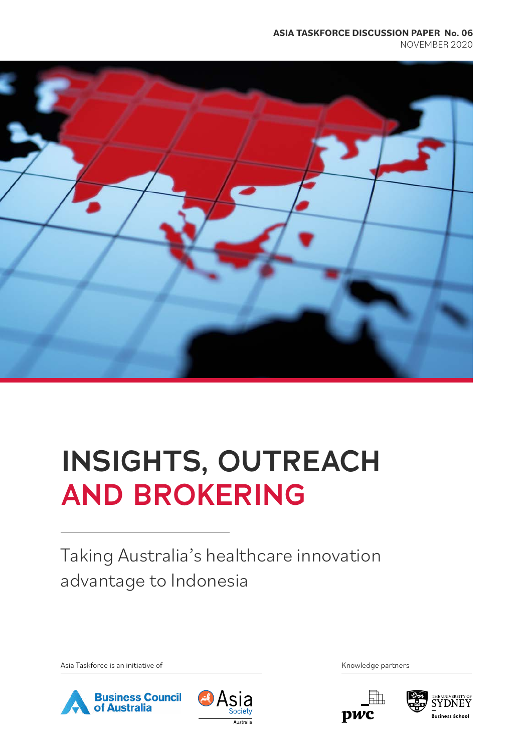**ASIA TASKFORCE DISCUSSION PAPER No. 06**
NOVEMBER 2020

# INSIGHTS, OUTREACH AND BROKERING

## Taking Australia's healthcare innovation advantage to Indonesia

Asia Taskforce is an initiative of

Business Council of Australia

Asia Society Australia

Knowledge partners

pwc

The University of Sydney Business School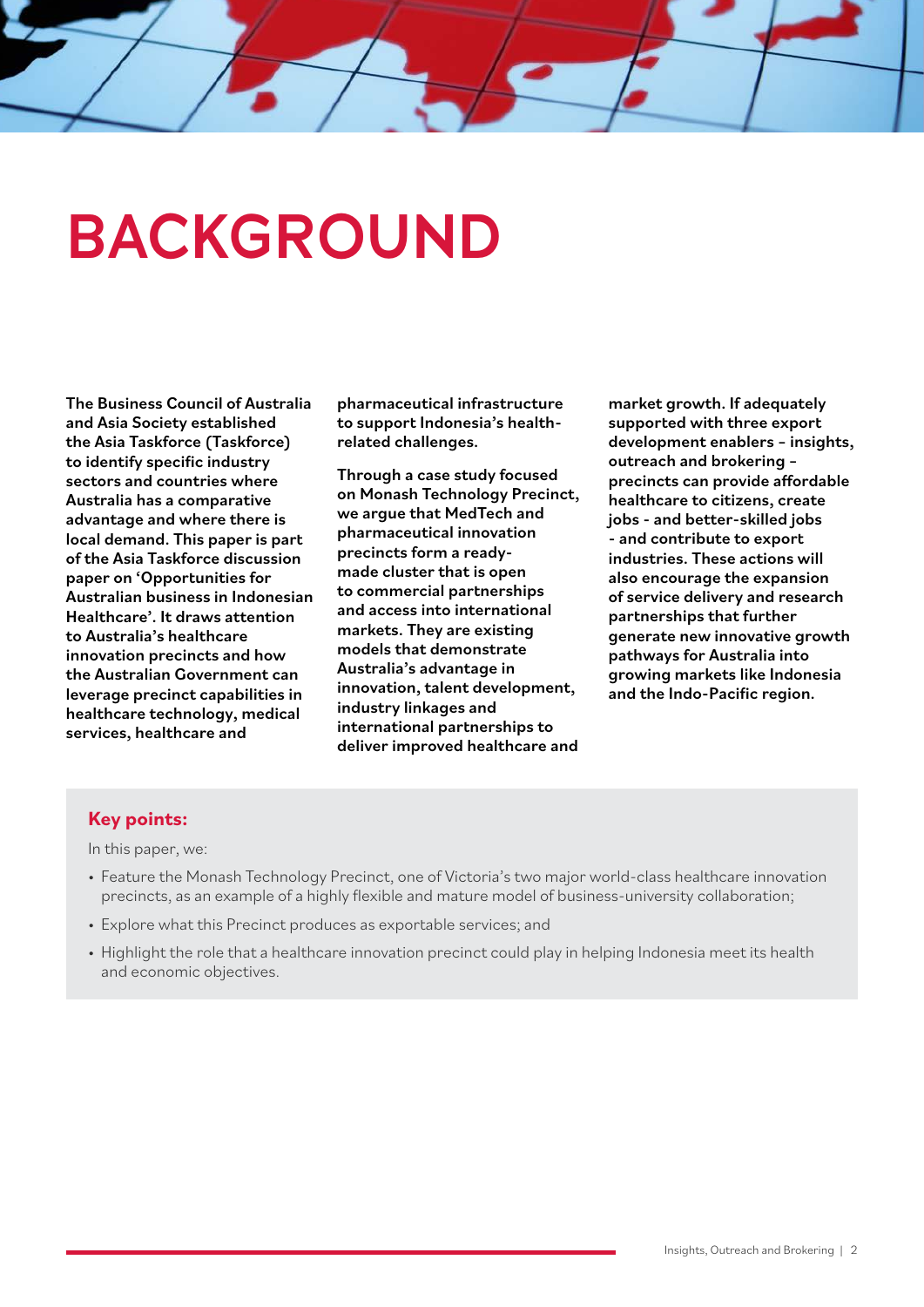# BACKGROUND

**The Business Council of Australia and Asia Society established the Asia Taskforce (Taskforce) to identify specific industry sectors and countries where Australia has a comparative advantage and where there is local demand. This paper is part of the Asia Taskforce discussion paper on 'Opportunities for Australian business in Indonesian Healthcare'. It draws attention to Australia's healthcare innovation precincts and how the Australian Government can leverage precinct capabilities in healthcare technology, medical services, healthcare and pharmaceutical infrastructure to support Indonesia's health-related challenges.**

**Through a case study focused on Monash Technology Precinct, we argue that MedTech and pharmaceutical innovation precincts form a ready-made cluster that is open to commercial partnerships and access into international markets. They are existing models that demonstrate Australia's advantage in innovation, talent development, industry linkages and international partnerships to deliver improved healthcare and market growth. If adequately supported with three export development enablers – insights, outreach and brokering – precincts can provide affordable healthcare to citizens, create jobs - and better-skilled jobs - and contribute to export industries. These actions will also encourage the expansion of service delivery and research partnerships that further generate new innovative growth pathways for Australia into growing markets like Indonesia and the Indo-Pacific region.**

## Key points:

In this paper, we:

- Feature the Monash Technology Precinct, one of Victoria's two major world-class healthcare innovation precincts, as an example of a highly flexible and mature model of business-university collaboration;
- Explore what this Precinct produces as exportable services; and
- Highlight the role that a healthcare innovation precinct could play in helping Indonesia meet its health and economic objectives.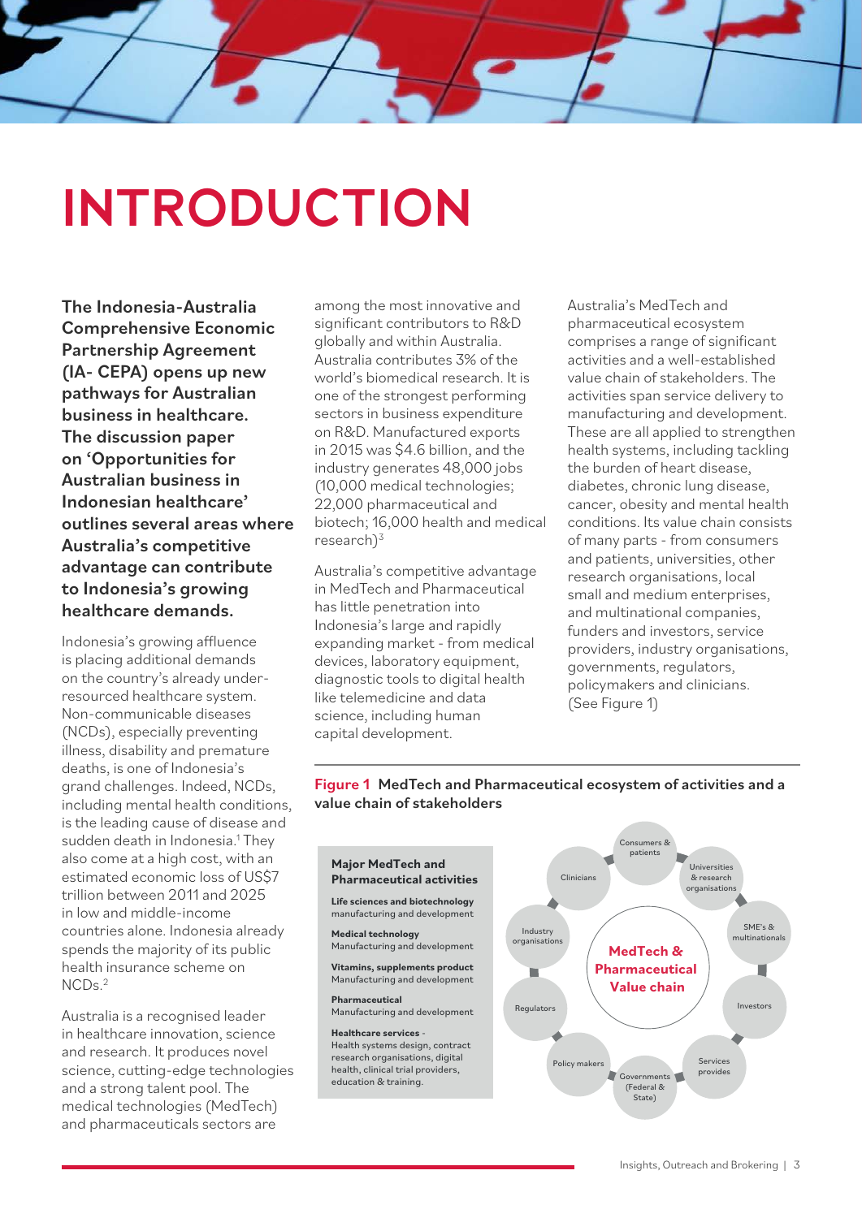# INTRODUCTION

**The Indonesia-Australia Comprehensive Economic Partnership Agreement (IA- CEPA) opens up new pathways for Australian business in healthcare. The discussion paper on 'Opportunities for Australian business in Indonesian healthcare' outlines several areas where Australia's competitive advantage can contribute to Indonesia's growing healthcare demands.**

Indonesia's growing affluence is placing additional demands on the country's already under-resourced healthcare system. Non-communicable diseases (NCDs), especially preventing illness, disability and premature deaths, is one of Indonesia's grand challenges. Indeed, NCDs, including mental health conditions, is the leading cause of disease and sudden death in Indonesia.[1] They also come at a high cost, with an estimated economic loss of US$7 trillion between 2011 and 2025 in low and middle-income countries alone. Indonesia already spends the majority of its public health insurance scheme on NCDs.[2]

Australia is a recognised leader in healthcare innovation, science and research. It produces novel science, cutting-edge technologies and a strong talent pool. The medical technologies (MedTech) and pharmaceuticals sectors are among the most innovative and significant contributors to R&D globally and within Australia. Australia contributes 3% of the world's biomedical research. It is one of the strongest performing sectors in business expenditure on R&D. Manufactured exports in 2015 was $4.6 billion, and the industry generates 48,000 jobs (10,000 medical technologies; 22,000 pharmaceutical and biotech; 16,000 health and medical research)[3]

Australia's competitive advantage in MedTech and Pharmaceutical has little penetration into Indonesia's large and rapidly expanding market - from medical devices, laboratory equipment, diagnostic tools to digital health like telemedicine and data science, including human capital development.

Australia's MedTech and pharmaceutical ecosystem comprises a range of significant activities and a well-established value chain of stakeholders. The activities span service delivery to manufacturing and development. These are all applied to strengthen health systems, including tackling the burden of heart disease, diabetes, chronic lung disease, cancer, obesity and mental health conditions. Its value chain consists of many parts - from consumers and patients, universities, other research organisations, local small and medium enterprises, and multinational companies, funders and investors, service providers, industry organisations, governments, regulators, policymakers and clinicians. (See Figure 1)

**Figure 1 MedTech and Pharmaceutical ecosystem of activities and a value chain of stakeholders**

**Major MedTech and Pharmaceutical activities**

- **Life sciences and biotechnology** manufacturing and development
- **Medical technology** Manufacturing and development
- **Vitamins, supplements product** Manufacturing and development
- **Pharmaceutical** Manufacturing and development
- **Healthcare services** - Health systems design, contract research organisations, digital health, clinical trial providers, education & training.

**MedTech & Pharmaceutical Value chain**

- Consumers & patients
- Universities & research organisations
- SME's & multinationals
- Investors
- Services provides
- Governments (Federal & State)
- Policy makers
- Regulators
- Industry organisations
- Clinicians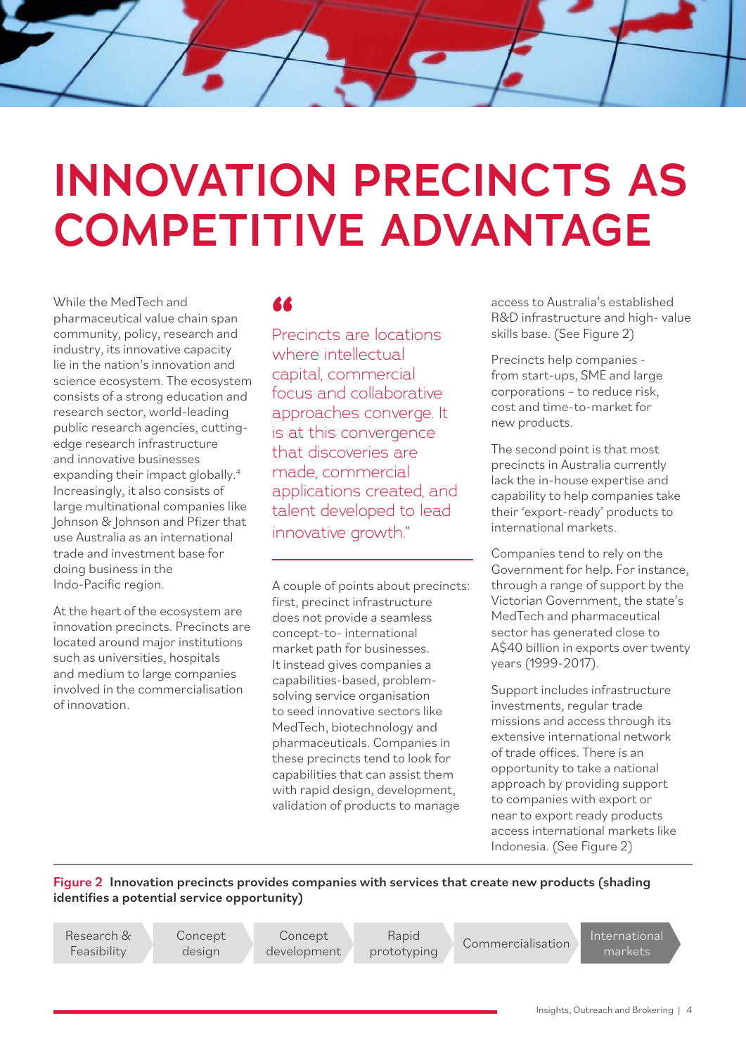# INNOVATION PRECINCTS AS COMPETITIVE ADVANTAGE

While the MedTech and pharmaceutical value chain span community, policy, research and industry, its innovative capacity lie in the nation's innovation and science ecosystem. The ecosystem consists of a strong education and research sector, world-leading public research agencies, cutting-edge research infrastructure and innovative businesses expanding their impact globally.[4] Increasingly, it also consists of large multinational companies like Johnson & Johnson and Pfizer that use Australia as an international trade and investment base for doing business in the Indo-Pacific region.

At the heart of the ecosystem are innovation precincts. Precincts are located around major institutions such as universities, hospitals and medium to large companies involved in the commercialisation of innovation.

> "Precincts are locations where intellectual capital, commercial focus and collaborative approaches converge. It is at this convergence that discoveries are made, commercial applications created, and talent developed to lead innovative growth."

A couple of points about precincts: first, precinct infrastructure does not provide a seamless concept-to- international market path for businesses. It instead gives companies a capabilities-based, problem-solving service organisation to seed innovative sectors like MedTech, biotechnology and pharmaceuticals. Companies in these precincts tend to look for capabilities that can assist them with rapid design, development, validation of products to manage access to Australia's established R&D infrastructure and high- value skills base. (See Figure 2)

Precincts help companies - from start-ups, SME and large corporations – to reduce risk, cost and time-to-market for new products.

The second point is that most precincts in Australia currently lack the in-house expertise and capability to help companies take their 'export-ready' products to international markets.

Companies tend to rely on the Government for help. For instance, through a range of support by the Victorian Government, the state's MedTech and pharmaceutical sector has generated close to A$40 billion in exports over twenty years (1999-2017).

Support includes infrastructure investments, regular trade missions and access through its extensive international network of trade offices. There is an opportunity to take a national approach by providing support to companies with export or near to export ready products access international markets like Indonesia. (See Figure 2)

**Figure 2 Innovation precincts provides companies with services that create new products (shading identifies a potential service opportunity)**

Research & Feasibility → Concept design → Concept development → Rapid prototyping → Commercialisation → International markets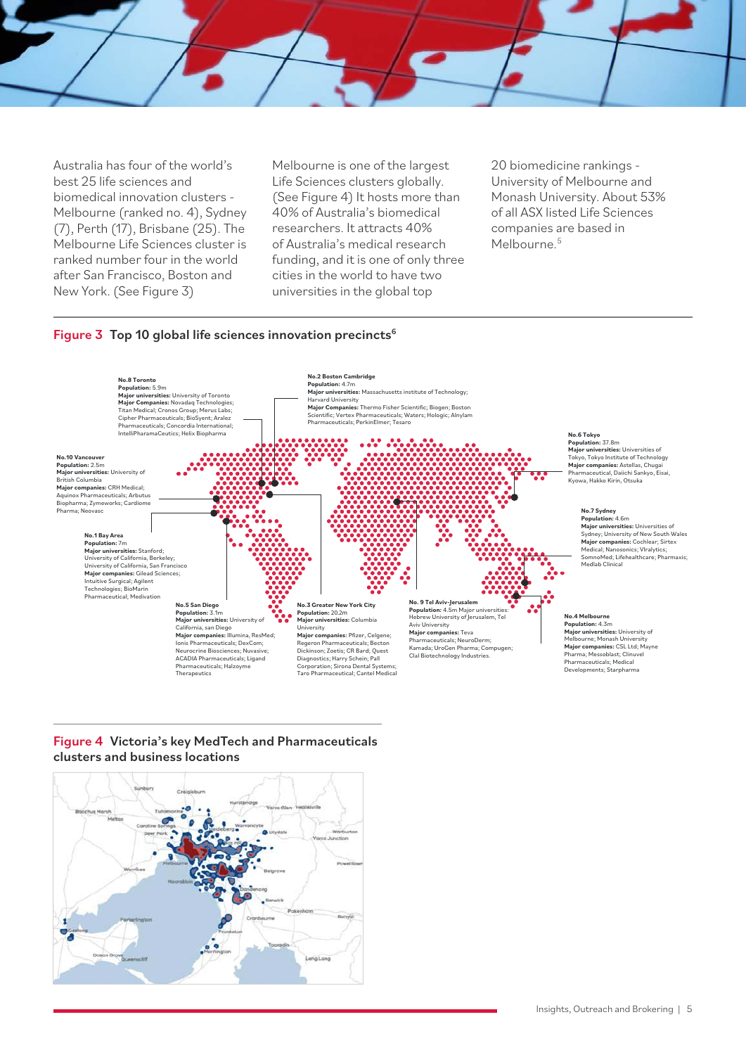Australia has four of the world's best 25 life sciences and biomedical innovation clusters - Melbourne (ranked no. 4), Sydney (7), Perth (17), Brisbane (25). The Melbourne Life Sciences cluster is ranked number four in the world after San Francisco, Boston and New York. (See Figure 3)

Melbourne is one of the largest Life Sciences clusters globally. (See Figure 4) It hosts more than 40% of Australia's biomedical researchers. It attracts 40% of Australia's medical research funding, and it is one of only three cities in the world to have two universities in the global top 20 biomedicine rankings - University of Melbourne and Monash University. About 53% of all ASX listed Life Sciences companies are based in Melbourne.[5]

**Figure 3 Top 10 global life sciences innovation precincts[6]**

**No.1 Bay Area**
**Population:** 7m
**Major universities:** Stanford; University of California, Berkeley; University of California, San Francisco
**Major companies:** Gilead Sciences; Intuitive Surgical; Agilent Technologies; BioMarin Pharmaceutical; Medivation

**No.2 Boston Cambridge**
**Population:** 4.7m
**Major universities:** Massachusetts institute of Technology; Harvard University
**Major Companies:** Thermo Fisher Scientific; Biogen; Boston Scientific; Vertex Pharmaceuticals; Waters; Hologic; Alnylam Pharmaceuticals; PerkinElmer; Tesaro

**No.3 Greater New York City**
**Population:** 20.2m
**Major universities:** Columbia University
**Major companies:** Pfizer, Celgene; Regeron Pharmaceuticals; Becton Dickinson; Zoetis; CR Bard; Quest Diagnostics; Harry Schein; Pall Corporation; Sirona Dental Systems; Taro Pharmaceutical; Cantel Medical

**No.4 Melbourne**
**Population:** 4.3m
**Major universities:** University of Melbourne; Monash University
**Major companies:** CSL Ltd; Mayne Pharma; Messoblast; Clinuvel Pharmaceuticals; Medical Developments; Starpharma

**No.5 San Diego**
**Population:** 3.1m
**Major universities:** University of California, san Diego
**Major companies:** Illumina, ResMed; Ionis Pharmaceuticals; DexCom; Neurocrine Biosciences; Nuvasive; ACADIA Pharmaceuticals; Ligand Pharmaceuticals; Halzoyme Therapeutics

**No.6 Tokyo**
**Population:** 37.8m
**Major universities:** Universities of Tokyo, Tokyo Institute of Technology
**Major companies:** Astellas, Chugai Pharmaceutical, Daiichi Sankyo, Eisai, Kyowa, Hakko Kirin, Otsuka

**No.7 Sydney**
**Population:** 4.6m
**Major universities:** Universities of Sydney; University of New South Wales
**Major companies:** Cochlear; Sirtex Medical; Nanosonics; Vlralytics; SomnoMed; Lifehealthcare; Pharmaxis; Medlab Clinical

**No.8 Toronto**
**Population:** 5.9m
**Major universities:** University of Toronto
**Major Companies:** Novadaq Technologies; Titan Medical; Cronos Group; Merus Labs; Cipher Pharmaceuticals; BioSyent; Aralez Pharmaceuticals; Concordia International; IntelliPharamaCeutics; Helix Biopharma

**No. 9 Tel Aviv-Jerusalem**
**Population:** 4.5m **Major universities:** Hebrew University of Jerusalem, Tel Aviv University
**Major companies:** Teva Pharmaceuticals; NeuroDerm; Kamada; UroGen Pharma; Compugen; Clal Biotechnology Industries.

**No.10 Vancouver**
**Population:** 2.5m
**Major universities:** University of British Columbia
**Major companies:** CRH Medical; Aquinox Pharmaceuticals; Arbutus Biopharma; Zymeworks; Cardiome Pharma; Neovasc

**Figure 4 Victoria's key MedTech and Pharmaceuticals clusters and business locations**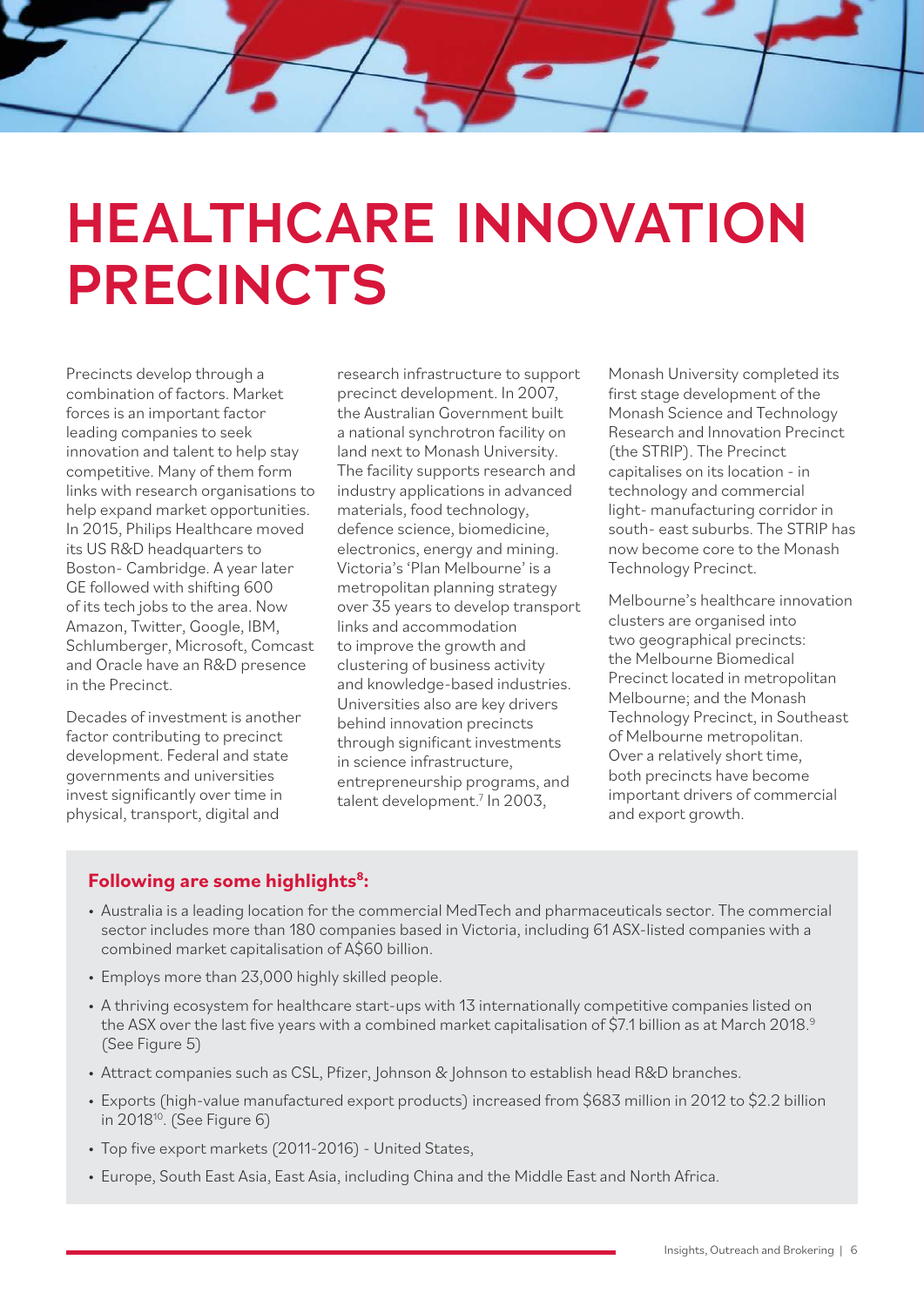# HEALTHCARE INNOVATION PRECINCTS

Precincts develop through a combination of factors. Market forces is an important factor leading companies to seek innovation and talent to help stay competitive. Many of them form links with research organisations to help expand market opportunities. In 2015, Philips Healthcare moved its US R&D headquarters to Boston- Cambridge. A year later GE followed with shifting 600 of its tech jobs to the area. Now Amazon, Twitter, Google, IBM, Schlumberger, Microsoft, Comcast and Oracle have an R&D presence in the Precinct.

Decades of investment is another factor contributing to precinct development. Federal and state governments and universities invest significantly over time in physical, transport, digital and research infrastructure to support precinct development. In 2007, the Australian Government built a national synchrotron facility on land next to Monash University. The facility supports research and industry applications in advanced materials, food technology, defence science, biomedicine, electronics, energy and mining. Victoria's 'Plan Melbourne' is a metropolitan planning strategy over 35 years to develop transport links and accommodation to improve the growth and clustering of business activity and knowledge-based industries. Universities also are key drivers behind innovation precincts through significant investments in science infrastructure, entrepreneurship programs, and talent development.[7] In 2003, Monash University completed its first stage development of the Monash Science and Technology Research and Innovation Precinct (the STRIP). The Precinct capitalises on its location - in technology and commercial light- manufacturing corridor in south- east suburbs. The STRIP has now become core to the Monash Technology Precinct.

Melbourne's healthcare innovation clusters are organised into two geographical precincts: the Melbourne Biomedical Precinct located in metropolitan Melbourne; and the Monash Technology Precinct, in Southeast of Melbourne metropolitan. Over a relatively short time, both precincts have become important drivers of commercial and export growth.

**Following are some highlights[8]:**

- Australia is a leading location for the commercial MedTech and pharmaceuticals sector. The commercial sector includes more than 180 companies based in Victoria, including 61 ASX-listed companies with a combined market capitalisation of A$60 billion.
- Employs more than 23,000 highly skilled people.
- A thriving ecosystem for healthcare start-ups with 13 internationally competitive companies listed on the ASX over the last five years with a combined market capitalisation of $7.1 billion as at March 2018.[9] (See Figure 5)
- Attract companies such as CSL, Pfizer, Johnson & Johnson to establish head R&D branches.
- Exports (high-value manufactured export products) increased from $683 million in 2012 to $2.2 billion in 2018[10]. (See Figure 6)
- Top five export markets (2011-2016) - United States,
- Europe, South East Asia, East Asia, including China and the Middle East and North Africa.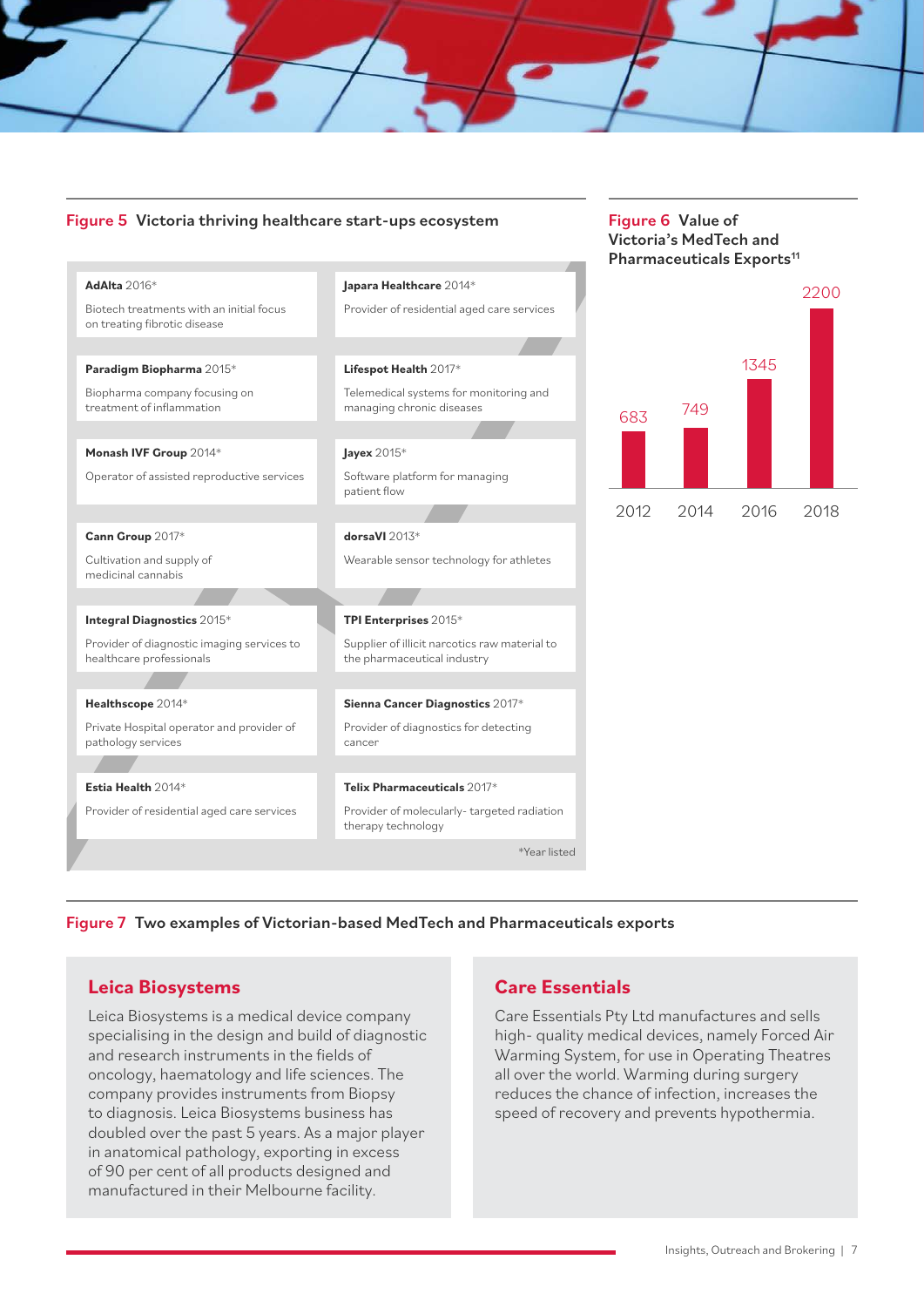**Figure 5** Victoria thriving healthcare start-ups ecosystem

**AdAlta** 2016*
Biotech treatments with an initial focus on treating fibrotic disease

**Japara Healthcare** 2014*
Provider of residential aged care services

**Paradigm Biopharma** 2015*
Biopharma company focusing on treatment of inflammation

**Lifespot Health** 2017*
Telemedical systems for monitoring and managing chronic diseases

**Monash IVF Group** 2014*
Operator of assisted reproductive services

**Jayex** 2015*
Software platform for managing patient flow

**Cann Group** 2017*
Cultivation and supply of medicinal cannabis

**dorsaVI** 2013*
Wearable sensor technology for athletes

**Integral Diagnostics** 2015*
Provider of diagnostic imaging services to healthcare professionals

**TPI Enterprises** 2015*
Supplier of illicit narcotics raw material to the pharmaceutical industry

**Healthscope** 2014*
Private Hospital operator and provider of pathology services

**Sienna Cancer Diagnostics** 2017*
Provider of diagnostics for detecting cancer

**Estia Health** 2014*
Provider of residential aged care services

**Telix Pharmaceuticals** 2017*
Provider of molecularly- targeted radiation therapy technology

*Year listed

**Figure 6** Value of Victoria's MedTech and Pharmaceuticals Exports[11]

| Year | Value |
|---|---|
| 2012 | 683 |
| 2014 | 749 |
| 2016 | 1345 |
| 2018 | 2200 |

**Figure 7** Two examples of Victorian-based MedTech and Pharmaceuticals exports

## Leica Biosystems

Leica Biosystems is a medical device company specialising in the design and build of diagnostic and research instruments in the fields of oncology, haematology and life sciences. The company provides instruments from Biopsy to diagnosis. Leica Biosystems business has doubled over the past 5 years. As a major player in anatomical pathology, exporting in excess of 90 per cent of all products designed and manufactured in their Melbourne facility.

## Care Essentials

Care Essentials Pty Ltd manufactures and sells high- quality medical devices, namely Forced Air Warming System, for use in Operating Theatres all over the world. Warming during surgery reduces the chance of infection, increases the speed of recovery and prevents hypothermia.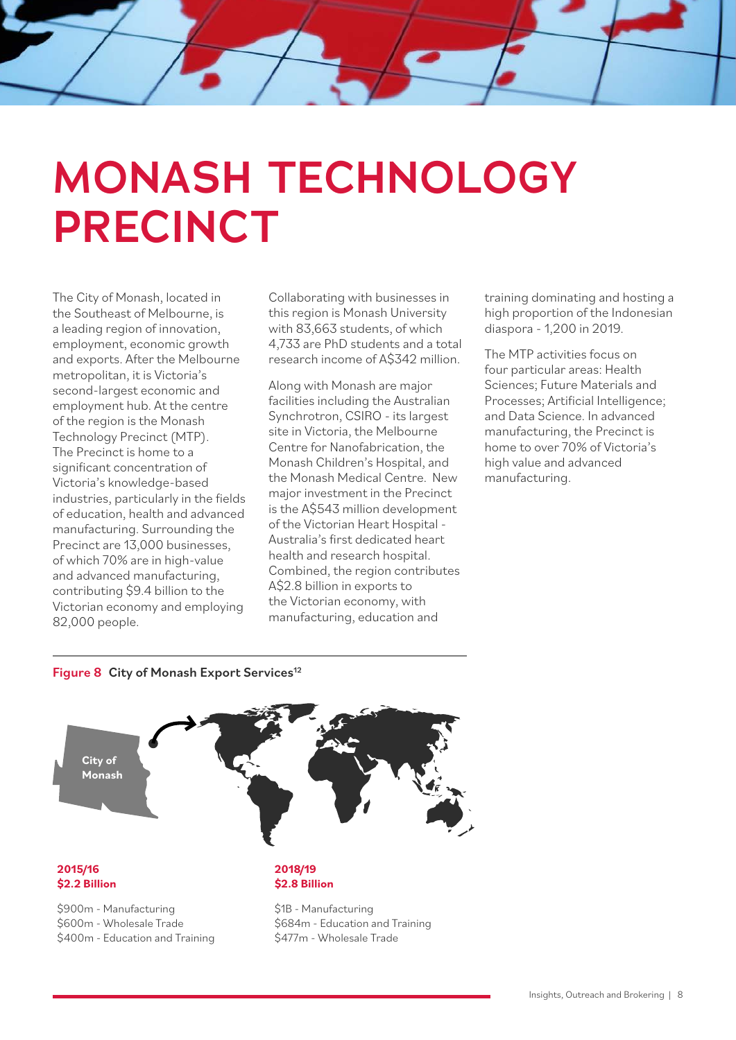# MONASH TECHNOLOGY PRECINCT

The City of Monash, located in the Southeast of Melbourne, is a leading region of innovation, employment, economic growth and exports. After the Melbourne metropolitan, it is Victoria's second-largest economic and employment hub. At the centre of the region is the Monash Technology Precinct (MTP). The Precinct is home to a significant concentration of Victoria's knowledge-based industries, particularly in the fields of education, health and advanced manufacturing. Surrounding the Precinct are 13,000 businesses, of which 70% are in high-value and advanced manufacturing, contributing $9.4 billion to the Victorian economy and employing 82,000 people.

Collaborating with businesses in this region is Monash University with 83,663 students, of which 4,733 are PhD students and a total research income of A$342 million.

Along with Monash are major facilities including the Australian Synchrotron, CSIRO - its largest site in Victoria, the Melbourne Centre for Nanofabrication, the Monash Children's Hospital, and the Monash Medical Centre. New major investment in the Precinct is the A$543 million development of the Victorian Heart Hospital - Australia's first dedicated heart health and research hospital. Combined, the region contributes A$2.8 billion in exports to the Victorian economy, with manufacturing, education and training dominating and hosting a high proportion of the Indonesian diaspora - 1,200 in 2019.

The MTP activities focus on four particular areas: Health Sciences; Future Materials and Processes; Artificial Intelligence; and Data Science. In advanced manufacturing, the Precinct is home to over 70% of Victoria's high value and advanced manufacturing.

**Figure 8** **City of Monash Export Services**[12]

City of Monash

**2015/16**
**$2.2 Billion**

$900m - Manufacturing
$600m - Wholesale Trade
$400m - Education and Training

**2018/19**
**$2.8 Billion**

$1B - Manufacturing
$684m - Education and Training
$477m - Wholesale Trade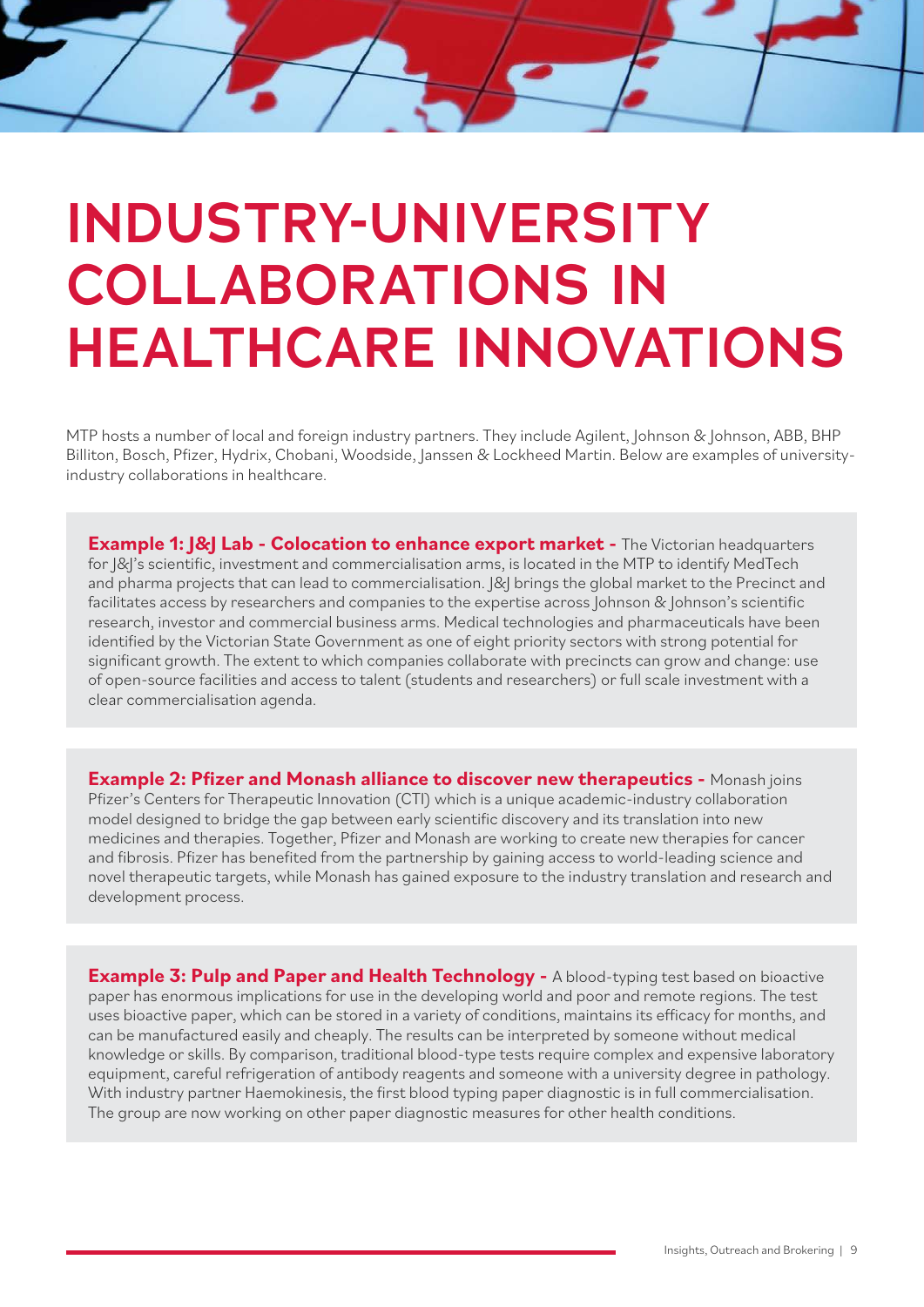# INDUSTRY-UNIVERSITY COLLABORATIONS IN HEALTHCARE INNOVATIONS

MTP hosts a number of local and foreign industry partners. They include Agilent, Johnson & Johnson, ABB, BHP Billiton, Bosch, Pfizer, Hydrix, Chobani, Woodside, Janssen & Lockheed Martin. Below are examples of university-industry collaborations in healthcare.

**Example 1: J&J Lab - Colocation to enhance export market -** The Victorian headquarters for J&J's scientific, investment and commercialisation arms, is located in the MTP to identify MedTech and pharma projects that can lead to commercialisation. J&J brings the global market to the Precinct and facilitates access by researchers and companies to the expertise across Johnson & Johnson's scientific research, investor and commercial business arms. Medical technologies and pharmaceuticals have been identified by the Victorian State Government as one of eight priority sectors with strong potential for significant growth. The extent to which companies collaborate with precincts can grow and change: use of open-source facilities and access to talent (students and researchers) or full scale investment with a clear commercialisation agenda.

**Example 2: Pfizer and Monash alliance to discover new therapeutics -** Monash joins Pfizer's Centers for Therapeutic Innovation (CTI) which is a unique academic-industry collaboration model designed to bridge the gap between early scientific discovery and its translation into new medicines and therapies. Together, Pfizer and Monash are working to create new therapies for cancer and fibrosis. Pfizer has benefited from the partnership by gaining access to world-leading science and novel therapeutic targets, while Monash has gained exposure to the industry translation and research and development process.

**Example 3: Pulp and Paper and Health Technology -** A blood-typing test based on bioactive paper has enormous implications for use in the developing world and poor and remote regions. The test uses bioactive paper, which can be stored in a variety of conditions, maintains its efficacy for months, and can be manufactured easily and cheaply. The results can be interpreted by someone without medical knowledge or skills. By comparison, traditional blood-type tests require complex and expensive laboratory equipment, careful refrigeration of antibody reagents and someone with a university degree in pathology. With industry partner Haemokinesis, the first blood typing paper diagnostic is in full commercialisation. The group are now working on other paper diagnostic measures for other health conditions.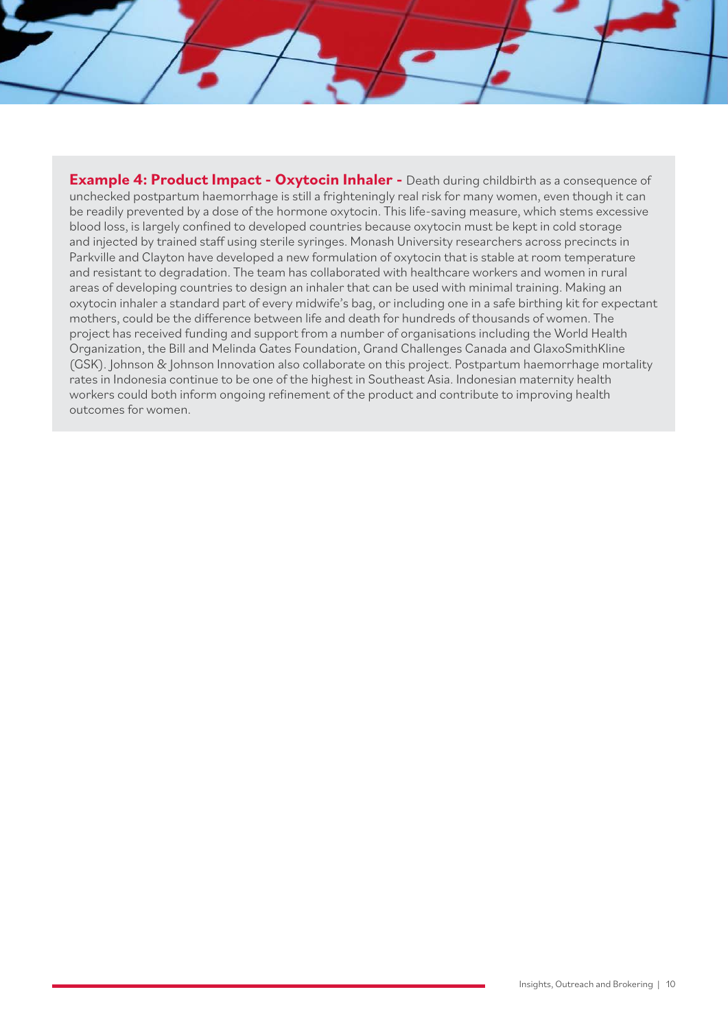**Example 4: Product Impact - Oxytocin Inhaler -** Death during childbirth as a consequence of unchecked postpartum haemorrhage is still a frighteningly real risk for many women, even though it can be readily prevented by a dose of the hormone oxytocin. This life-saving measure, which stems excessive blood loss, is largely confined to developed countries because oxytocin must be kept in cold storage and injected by trained staff using sterile syringes. Monash University researchers across precincts in Parkville and Clayton have developed a new formulation of oxytocin that is stable at room temperature and resistant to degradation. The team has collaborated with healthcare workers and women in rural areas of developing countries to design an inhaler that can be used with minimal training. Making an oxytocin inhaler a standard part of every midwife's bag, or including one in a safe birthing kit for expectant mothers, could be the difference between life and death for hundreds of thousands of women. The project has received funding and support from a number of organisations including the World Health Organization, the Bill and Melinda Gates Foundation, Grand Challenges Canada and GlaxoSmithKline (GSK). Johnson & Johnson Innovation also collaborate on this project. Postpartum haemorrhage mortality rates in Indonesia continue to be one of the highest in Southeast Asia. Indonesian maternity health workers could both inform ongoing refinement of the product and contribute to improving health outcomes for women.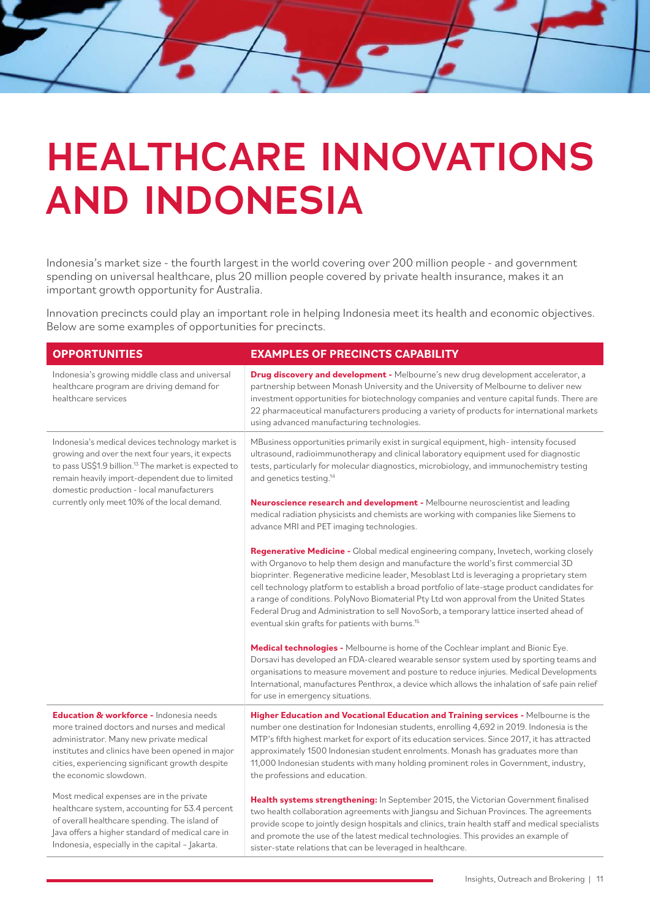# HEALTHCARE INNOVATIONS AND INDONESIA

Indonesia's market size - the fourth largest in the world covering over 200 million people - and government spending on universal healthcare, plus 20 million people covered by private health insurance, makes it an important growth opportunity for Australia.

Innovation precincts could play an important role in helping Indonesia meet its health and economic objectives. Below are some examples of opportunities for precincts.

| OPPORTUNITIES | EXAMPLES OF PRECINCTS CAPABILITY |
|---|---|
| Indonesia's growing middle class and universal healthcare program are driving demand for healthcare services | **Drug discovery and development -** Melbourne's new drug development accelerator, a partnership between Monash University and the University of Melbourne to deliver new investment opportunities for biotechnology companies and venture capital funds. There are 22 pharmaceutical manufacturers producing a variety of products for international markets using advanced manufacturing technologies. |
| Indonesia's medical devices technology market is growing and over the next four years, it expects to pass US$1.9 billion.[13] The market is expected to remain heavily import-dependent due to limited domestic production - local manufacturers currently only meet 10% of the local demand. | MBusiness opportunities primarily exist in surgical equipment, high- intensity focused ultrasound, radioimmunotherapy and clinical laboratory equipment used for diagnostic tests, particularly for molecular diagnostics, microbiology, and immunochemistry testing and genetics testing.[14] <br><br> **Neuroscience research and development -** Melbourne neuroscientist and leading medical radiation physicists and chemists are working with companies like Siemens to advance MRI and PET imaging technologies. <br><br> **Regenerative Medicine -** Global medical engineering company, Invetech, working closely with Organovo to help them design and manufacture the world's first commercial 3D bioprinter. Regenerative medicine leader, Mesoblast Ltd is leveraging a proprietary stem cell technology platform to establish a broad portfolio of late-stage product candidates for a range of conditions. PolyNovo Biomaterial Pty Ltd won approval from the United States Federal Drug and Administration to sell NovoSorb, a temporary lattice inserted ahead of eventual skin grafts for patients with burns.[15] <br><br> **Medical technologies -** Melbourne is home of the Cochlear implant and Bionic Eye. Dorsavi has developed an FDA-cleared wearable sensor system used by sporting teams and organisations to measure movement and posture to reduce injuries. Medical Developments International, manufactures Penthrox, a device which allows the inhalation of safe pain relief for use in emergency situations. |
| **Education & workforce -** Indonesia needs more trained doctors and nurses and medical administrator. Many new private medical institutes and clinics have been opened in major cities, experiencing significant growth despite the economic slowdown. | **Higher Education and Vocational Education and Training services -** Melbourne is the number one destination for Indonesian students, enrolling 4,692 in 2019. Indonesia is the MTP's fifth highest market for export of its education services. Since 2017, it has attracted approximately 1500 Indonesian student enrolments. Monash has graduates more than 11,000 Indonesian students with many holding prominent roles in Government, industry, the professions and education. |
| Most medical expenses are in the private healthcare system, accounting for 53.4 percent of overall healthcare spending. The island of Java offers a higher standard of medical care in Indonesia, especially in the capital – Jakarta. | **Health systems strengthening:** In September 2015, the Victorian Government finalised two health collaboration agreements with Jiangsu and Sichuan Provinces. The agreements provide scope to jointly design hospitals and clinics, train health staff and medical specialists and promote the use of the latest medical technologies. This provides an example of sister-state relations that can be leveraged in healthcare. |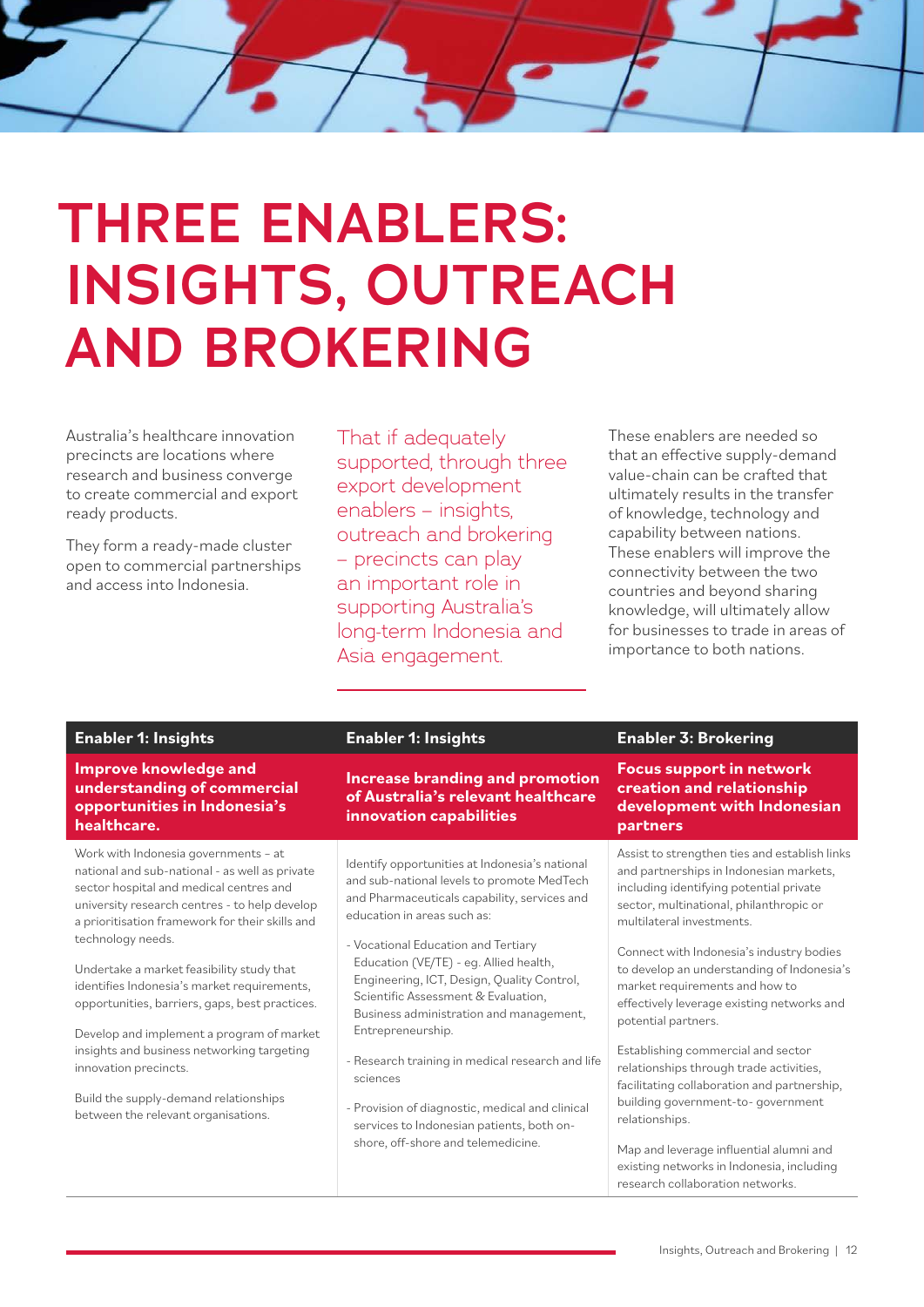# THREE ENABLERS: INSIGHTS, OUTREACH AND BROKERING

Australia's healthcare innovation precincts are locations where research and business converge to create commercial and export ready products.

They form a ready-made cluster open to commercial partnerships and access into Indonesia.

That if adequately supported, through three export development enablers – insights, outreach and brokering – precincts can play an important role in supporting Australia's long-term Indonesia and Asia engagement.

These enablers are needed so that an effective supply-demand value-chain can be crafted that ultimately results in the transfer of knowledge, technology and capability between nations. These enablers will improve the connectivity between the two countries and beyond sharing knowledge, will ultimately allow for businesses to trade in areas of importance to both nations.

| Enabler 1: Insights | Enabler 1: Insights | Enabler 3: Brokering |
|---|---|---|
| **Improve knowledge and understanding of commercial opportunities in Indonesia's healthcare.** | **Increase branding and promotion of Australia's relevant healthcare innovation capabilities** | **Focus support in network creation and relationship development with Indonesian partners** |
| Work with Indonesia governments – at national and sub-national - as well as private sector hospital and medical centres and university research centres - to help develop a prioritisation framework for their skills and technology needs.<br><br>Undertake a market feasibility study that identifies Indonesia's market requirements, opportunities, barriers, gaps, best practices.<br><br>Develop and implement a program of market insights and business networking targeting innovation precincts.<br><br>Build the supply-demand relationships between the relevant organisations. | Identify opportunities at Indonesia's national and sub-national levels to promote MedTech and Pharmaceuticals capability, services and education in areas such as:<br><br>- Vocational Education and Tertiary Education (VE/TE) - eg. Allied health, Engineering, ICT, Design, Quality Control, Scientific Assessment & Evaluation, Business administration and management, Entrepreneurship.<br><br>- Research training in medical research and life sciences<br><br>- Provision of diagnostic, medical and clinical services to Indonesian patients, both on-shore, off-shore and telemedicine. | Assist to strengthen ties and establish links and partnerships in Indonesian markets, including identifying potential private sector, multinational, philanthropic or multilateral investments.<br><br>Connect with Indonesia's industry bodies to develop an understanding of Indonesia's market requirements and how to effectively leverage existing networks and potential partners.<br><br>Establishing commercial and sector relationships through trade activities, facilitating collaboration and partnership, building government-to- government relationships.<br><br>Map and leverage influential alumni and existing networks in Indonesia, including research collaboration networks. |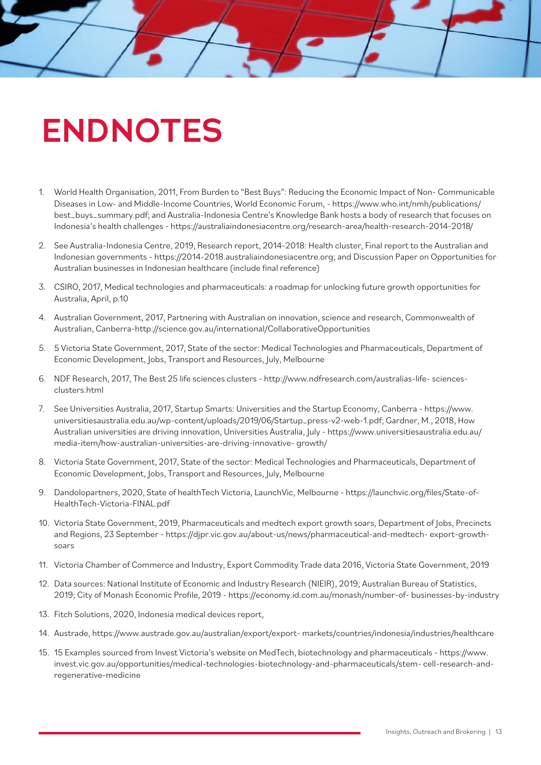# ENDNOTES

1. World Health Organisation, 2011, From Burden to "Best Buys": Reducing the Economic Impact of Non- Communicable Diseases in Low- and Middle-Income Countries, World Economic Forum, - https://www.who.int/nmh/publications/best_buys_summary.pdf; and Australia-Indonesia Centre's Knowledge Bank hosts a body of research that focuses on Indonesia's health challenges - https://australiaindonesiacentre.org/research-area/health-research-2014-2018/

2. See Australia-Indonesia Centre, 2019, Research report, 2014-2018: Health cluster, Final report to the Australian and Indonesian governments - https://2014-2018.australiaindonesiacentre.org; and Discussion Paper on Opportunities for Australian businesses in Indonesian healthcare (include final reference)

3. CSIRO, 2017, Medical technologies and pharmaceuticals: a roadmap for unlocking future growth opportunities for Australia, April, p.10

4. Australian Government, 2017, Partnering with Australian on innovation, science and research, Commonwealth of Australian, Canberra-http://science.gov.au/international/CollaborativeOpportunities

5. 5 Victoria State Government, 2017, State of the sector: Medical Technologies and Pharmaceuticals, Department of Economic Development, Jobs, Transport and Resources, July, Melbourne

6. NDF Research, 2017, The Best 25 life sciences clusters - http://www.ndfresearch.com/australias-life- sciences-clusters.html

7. See Universities Australia, 2017, Startup Smarts: Universities and the Startup Economy, Canberra - https://www.universitiesaustralia.edu.au/wp-content/uploads/2019/06/Startup_press-v2-web-1.pdf; Gardner, M., 2018, How Australian universities are driving innovation, Universities Australia, July - https://www.universitiesaustralia.edu.au/media-item/how-australian-universities-are-driving-innovative- growth/

8. Victoria State Government, 2017, State of the sector: Medical Technologies and Pharmaceuticals, Department of Economic Development, Jobs, Transport and Resources, July, Melbourne

9. Dandolopartners, 2020, State of healthTech Victoria, LaunchVic, Melbourne - https://launchvic.org/files/State-of-HealthTech-Victoria-FINAL.pdf

10. Victoria State Government, 2019, Pharmaceuticals and medtech export growth soars, Department of Jobs, Precincts and Regions, 23 September - https://djpr.vic.gov.au/about-us/news/pharmaceutical-and-medtech- export-growth-soars

11. Victoria Chamber of Commerce and Industry, Export Commodity Trade data 2016, Victoria State Government, 2019

12. Data sources: National Institute of Economic and Industry Research (NIEIR), 2019; Australian Bureau of Statistics, 2019; City of Monash Economic Profile, 2019 - https://economy.id.com.au/monash/number-of- businesses-by-industry

13. Fitch Solutions, 2020, Indonesia medical devices report,

14. Austrade, https://www.austrade.gov.au/australian/export/export- markets/countries/indonesia/industries/healthcare

15. 15 Examples sourced from Invest Victoria's website on MedTech, biotechnology and pharmaceuticals - https://www.invest.vic.gov.au/opportunities/medical-technologies-biotechnology-and-pharmaceuticals/stem- cell-research-and-regenerative-medicine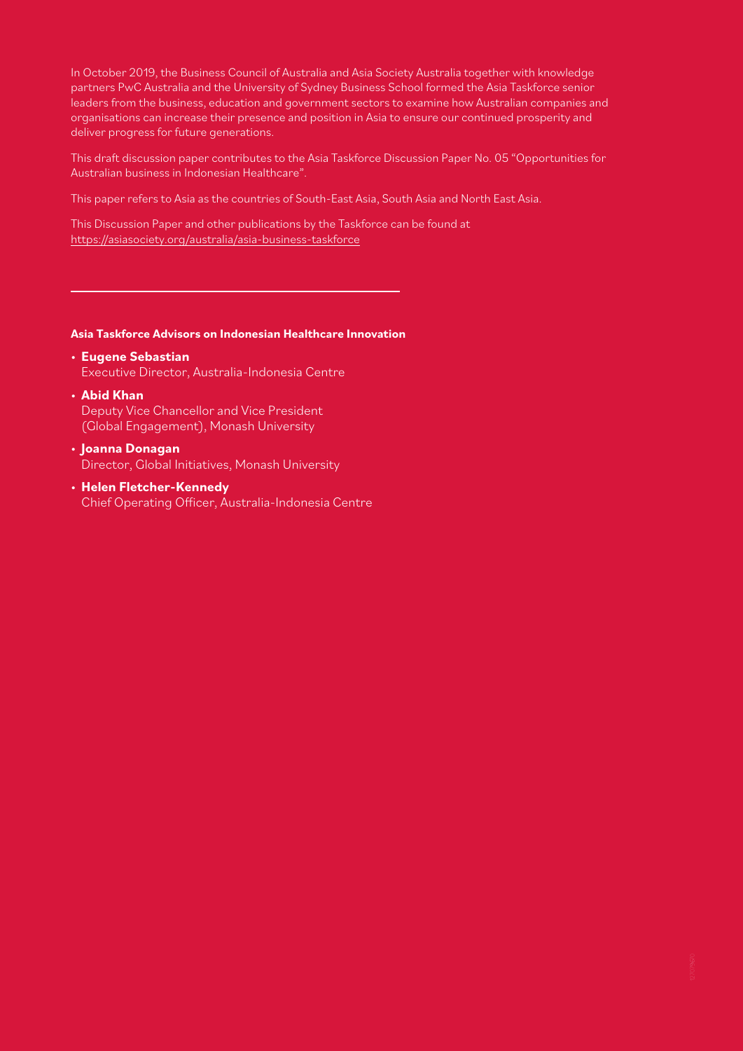In October 2019, the Business Council of Australia and Asia Society Australia together with knowledge partners PwC Australia and the University of Sydney Business School formed the Asia Taskforce senior leaders from the business, education and government sectors to examine how Australian companies and organisations can increase their presence and position in Asia to ensure our continued prosperity and deliver progress for future generations.

This draft discussion paper contributes to the Asia Taskforce Discussion Paper No. 05 "Opportunities for Australian business in Indonesian Healthcare".

This paper refers to Asia as the countries of South-East Asia, South Asia and North East Asia.

This Discussion Paper and other publications by the Taskforce can be found at https://asiasociety.org/australia/asia-business-taskforce

---

**Asia Taskforce Advisors on Indonesian Healthcare Innovation**

- **Eugene Sebastian**
  Executive Director, Australia-Indonesia Centre
- **Abid Khan**
  Deputy Vice Chancellor and Vice President (Global Engagement), Monash University
- **Joanna Donagan**
  Director, Global Initiatives, Monash University
- **Helen Fletcher-Kennedy**
  Chief Operating Officer, Australia-Indonesia Centre